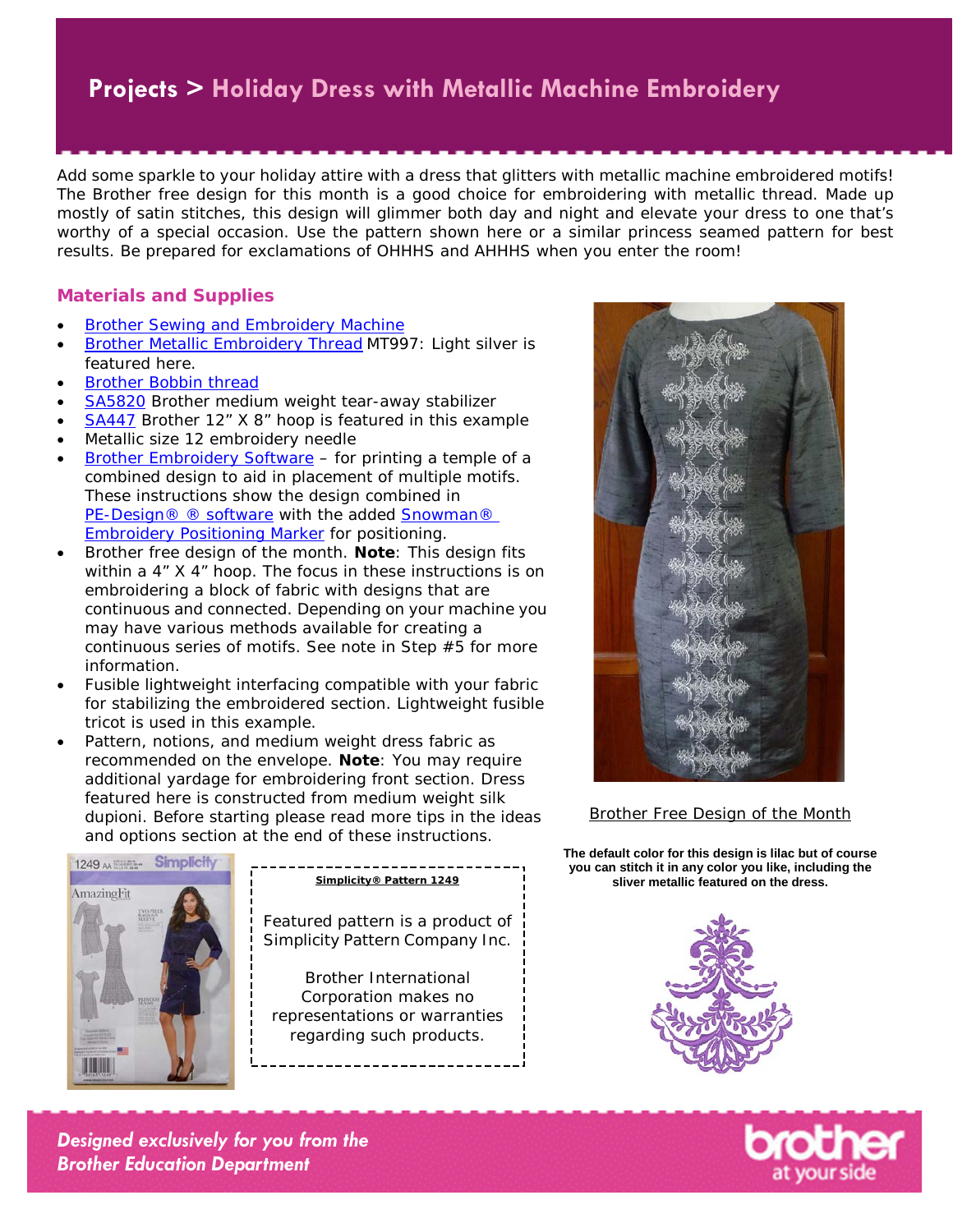# Projects > Holiday Dress with Metallic Machine Embroidery

Add some sparkle to your holiday attire with a dress that glitters with metallic machine embroidered motifs! The Brother free design for this month is a good choice for embroidering with metallic thread. Made up mostly of satin stitches, this design will glimmer both day and night and elevate your dress to one that's worthy of a special occasion. Use the pattern shown here or a similar princess seamed pattern for best results. Be prepared for exclamations of OHHHS and AHHHS when you enter the room!

## Materials and Supplies

- Brother Sewing and Embroidery Machine
- Brother Metallic Embroidery Thread MT997: Light silver is featured here.
- Brother Bobbin thread
- SA5820 Brother medium weight tear-away stabilizer
- SA447 Brother 12" X 8" hoop is featured in this example
- Metallic size 12 embroidery needle
- Brother Embroidery Software – for printing a temple of a combined design to aid in placement of multiple motifs. These instructions show the design combined in PE-Design® ® software with the added Snowman® Embroidery Positioning Marker for positioning.
- Brother free design of the month. **Note**: This design fits within a 4" X 4" hoop. The focus in these instructions is on embroidering a block of fabric with designs that are continuous and connected. Depending on your machine you may have various methods available for creating a continuous series of motifs. See note in Step #5 for more information.
- Fusible lightweight interfacing compatible with your fabric for stabilizing the embroidered section. Lightweight fusible tricot is used in this example.
- Pattern, notions, and medium weight dress fabric as recommended on the envelope. **Note**: You may require additional yardage for embroidering front section. Dress featured here is constructed from medium weight silk dupioni. Before starting please read more tips in the ideas and options section at the end of these instructions.

**Simplicity® Pattern 1249**

Featured pattern is a product of Simplicity Pattern Company Inc.

Brother International Corporation makes no representations or warranties regarding such products.

Brother Free Design of the Month

**The default color for this design is lilac but of course you can stitch it in any color you like, including the sliver metallic featured on the dress.**

*Designed exclusively for you from the Brother Education Department*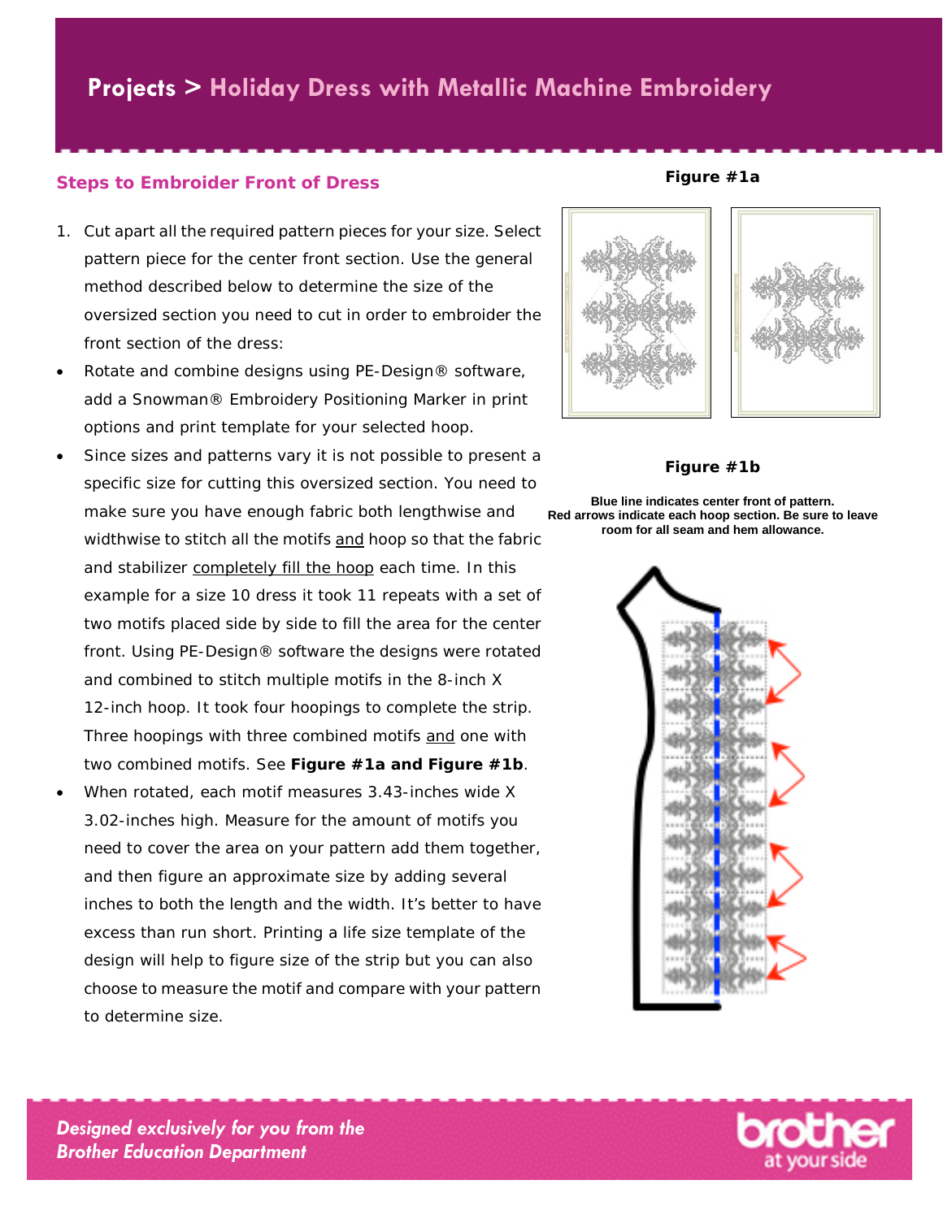## Steps to Embroider Front of Dress

1. Cut apart all the required pattern pieces for your size. Select pattern piece for the center front section. Use the general method described below to determine the size of the oversized section you need to cut in order to embroider the front section of the dress:

- Rotate and combine designs using PE-Design® software, add a Snowman® Embroidery Positioning Marker in print options and print template for your selected hoop.
- Since sizes and patterns vary it is not possible to present a specific size for cutting this oversized section. You need to make sure you have enough fabric both lengthwise and widthwise to stitch all the motifs and hoop so that the fabric and stabilizer completely fill the hoop each time. In this example for a size 10 dress it took 11 repeats with a set of two motifs placed side by side to fill the area for the center front. Using PE-Design® software the designs were rotated and combined to stitch multiple motifs in the 8-inch X 12-inch hoop. It took four hoopings to complete the strip. Three hoopings with three combined motifs and one with two combined motifs. See **Figure #1a and Figure #1b**.
- When rotated, each motif measures 3.43-inches wide X 3.02-inches high. Measure for the amount of motifs you need to cover the area on your pattern add them together, and then figure an approximate size by adding several inches to both the length and the width. It's better to have excess than run short. Printing a life size template of the design will help to figure size of the strip but you can also choose to measure the motif and compare with your pattern to determine size.

**Figure #1a**

**Figure #1b**

**Blue line indicates center front of pattern. Red arrows indicate each hoop section. Be sure to leave room for all seam and hem allowance.**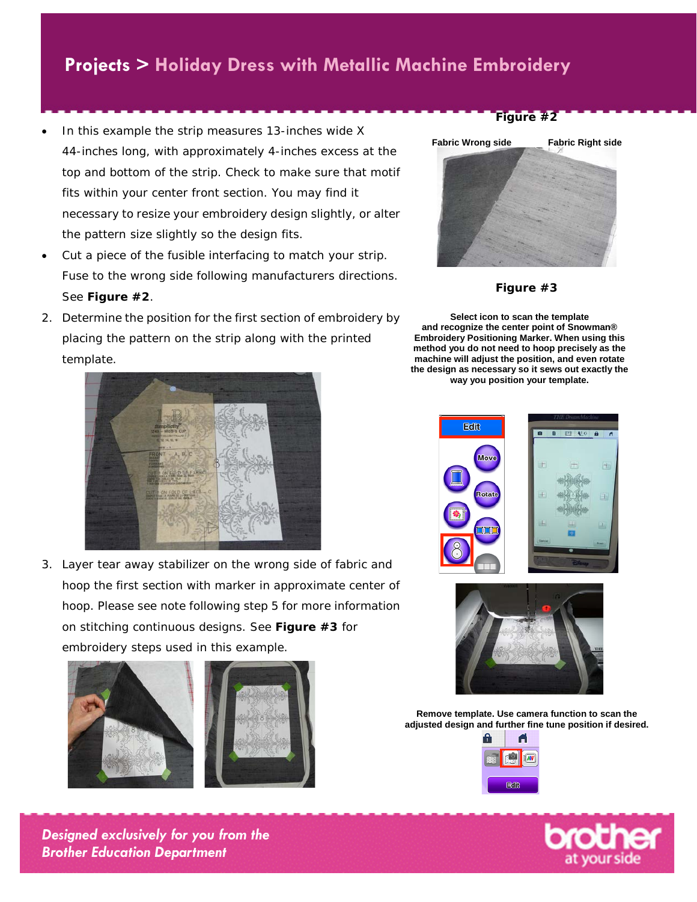# Projects > Holiday Dress with Metallic Machine Embroidery

- In this example the strip measures 13-inches wide X 44-inches long, with approximately 4-inches excess at the top and bottom of the strip. Check to make sure that motif fits within your center front section. You may find it necessary to resize your embroidery design slightly, or alter the pattern size slightly so the design fits.
- Cut a piece of the fusible interfacing to match your strip. Fuse to the wrong side following manufacturers directions. See **Figure #2**.

2. Determine the position for the first section of embroidery by placing the pattern on the strip along with the printed template.

3. Layer tear away stabilizer on the wrong side of fabric and hoop the first section with marker in approximate center of hoop. Please see note following step 5 for more information on stitching continuous designs. See **Figure #3** for embroidery steps used in this example.

**Figure #2**

Fabric Wrong side    Fabric Right side

**Figure #3**

**Select icon to scan the template and recognize the center point of Snowman® Embroidery Positioning Marker. When using this method you do not need to hoop precisely as the machine will adjust the position, and even rotate the design as necessary so it sews out exactly the way you position your template.**

**Remove template. Use camera function to scan the adjusted design and further fine tune position if desired.**

*Designed exclusively for you from the Brother Education Department*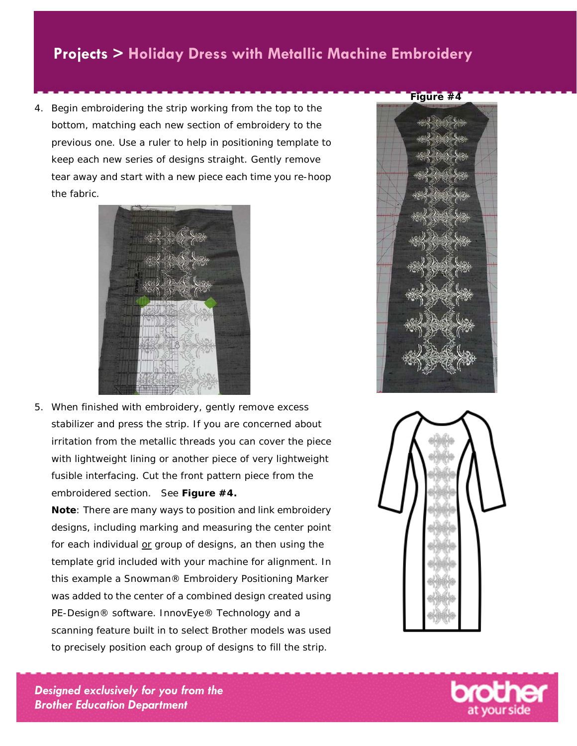4. Begin embroidering the strip working from the top to the bottom, matching each new section of embroidery to the previous one. Use a ruler to help in positioning template to keep each new series of designs straight. Gently remove tear away and start with a new piece each time you re-hoop the fabric.

5. When finished with embroidery, gently remove excess stabilizer and press the strip. If you are concerned about irritation from the metallic threads you can cover the piece with lightweight lining or another piece of very lightweight fusible interfacing. Cut the front pattern piece from the embroidered section. See **Figure #4.**

   **Note**: There are many ways to position and link embroidery designs, including marking and measuring the center point for each individual <u>or</u> group of designs, an then using the template grid included with your machine for alignment. In this example a Snowman® Embroidery Positioning Marker was added to the center of a combined design created using PE-Design® software. InnovEye® Technology and a scanning feature built in to select Brother models was used to precisely position each group of designs to fill the strip.

**Figure #4**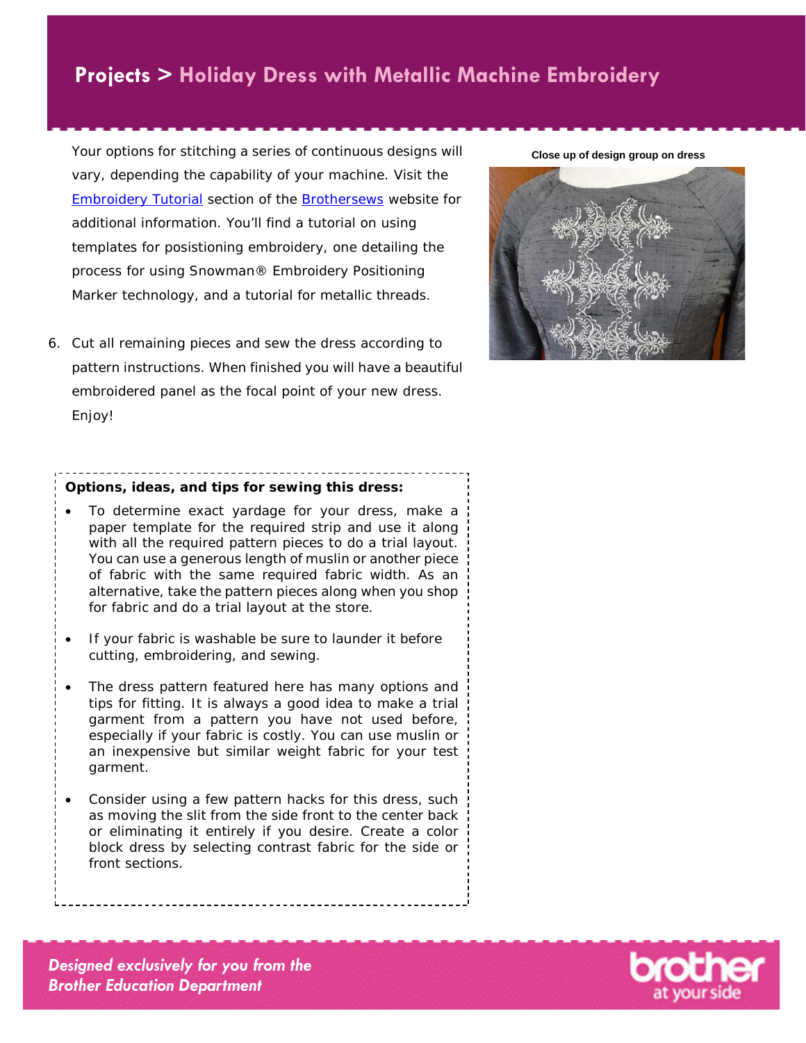Your options for stitching a series of continuous designs will vary, depending the capability of your machine. Visit the [Embroidery Tutorial](#) section of the [Brothersews](#) website for additional information. You'll find a tutorial on using templates for posistioning embroidery, one detailing the process for using Snowman® Embroidery Positioning Marker technology, and a tutorial for metallic threads.

6. Cut all remaining pieces and sew the dress according to pattern instructions. When finished you will have a beautiful embroidered panel as the focal point of your new dress. Enjoy!

Close up of design group on dress

**Options, ideas, and tips for sewing this dress:**

- To determine exact yardage for your dress, make a paper template for the required strip and use it along with all the required pattern pieces to do a trial layout. You can use a generous length of muslin or another piece of fabric with the same required fabric width. As an alternative, take the pattern pieces along when you shop for fabric and do a trial layout at the store.
- If your fabric is washable be sure to launder it before cutting, embroidering, and sewing.
- The dress pattern featured here has many options and tips for fitting. It is always a good idea to make a trial garment from a pattern you have not used before, especially if your fabric is costly. You can use muslin or an inexpensive but similar weight fabric for your test garment.
- Consider using a few pattern hacks for this dress, such as moving the slit from the side front to the center back or eliminating it entirely if you desire. Create a color block dress by selecting contrast fabric for the side or front sections.